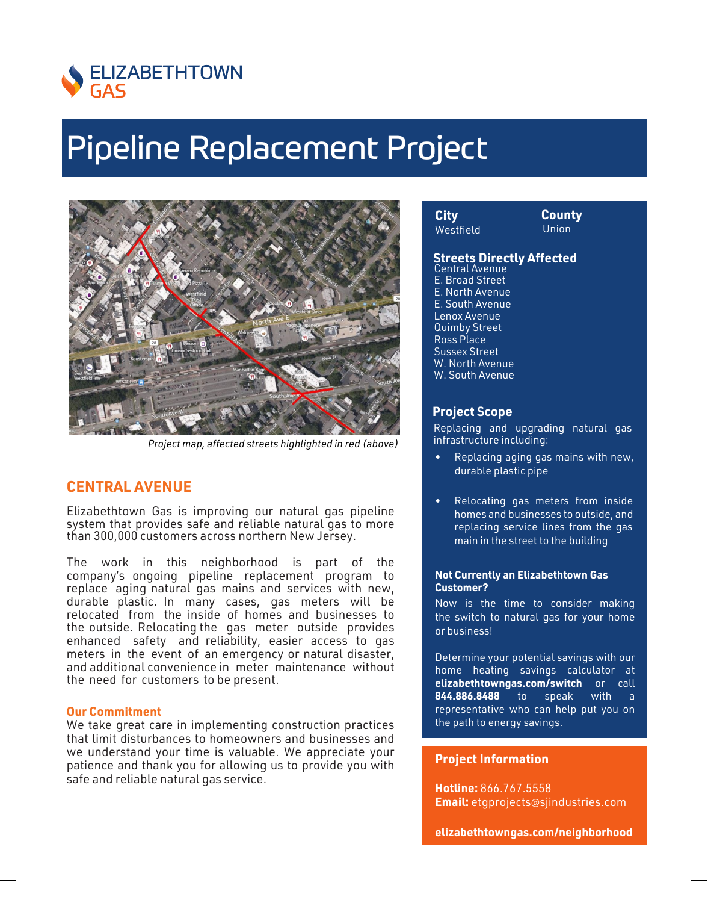ELIZABETHTOWN GAS

# Pipeline Replacement Project

*Project map, affected streets highlighted in red (above)*

## CENTRAL AVENUE

Elizabethtown Gas is improving our natural gas pipeline system that provides safe and reliable natural gas to more than 300,000 customers across northern New Jersey.

The work in this neighborhood is part of the company's ongoing pipeline replacement program to replace aging natural gas mains and services with new, durable plastic. In many cases, gas meters will be relocated from the inside of homes and businesses to the outside. Relocating the gas meter outside provides enhanced safety and reliability, easier access to gas meters in the event of an emergency or natural disaster, and additional convenience in meter maintenance without the need for customers to be present.

### Our Commitment

We take great care in implementing construction practices that limit disturbances to homeowners and businesses and we understand your time is valuable. We appreciate your patience and thank you for allowing us to provide you with safe and reliable natural gas service.

**City**
Westfield

**County**
Union

### Streets Directly Affected

Central Avenue
E. Broad Street
E. North Avenue
E. South Avenue
Lenox Avenue
Quimby Street
Ross Place
Sussex Street
W. North Avenue
W. South Avenue

### Project Scope

Replacing and upgrading natural gas infrastructure including:

- Replacing aging gas mains with new, durable plastic pipe
- Relocating gas meters from inside homes and businesses to outside, and replacing service lines from the gas main in the street to the building

**Not Currently an Elizabethtown Gas Customer?**

Now is the time to consider making the switch to natural gas for your home or business!

Determine your potential savings with our home heating savings calculator at **elizabethtowngas.com/switch** or call **844.886.8488** to speak with a representative who can help put you on the path to energy savings.

### Project Information

**Hotline:** 866.767.5558
**Email:** etgprojects@sjindustries.com

**elizabethtowngas.com/neighborhood**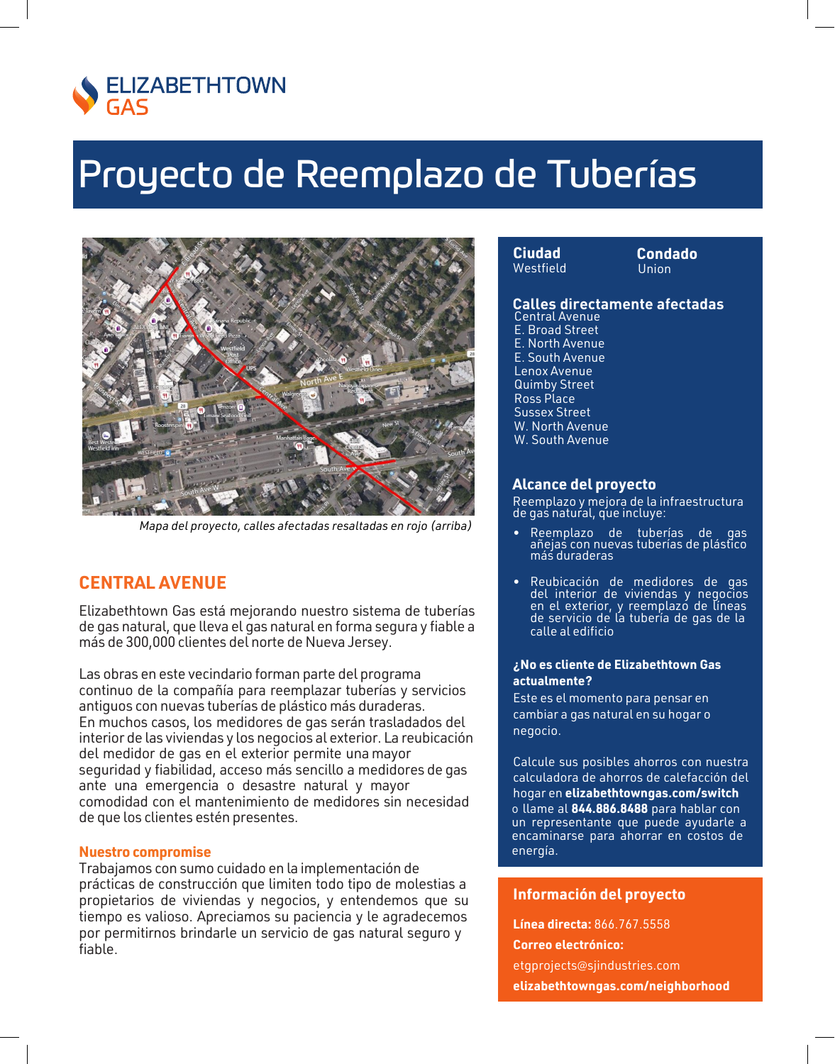ELIZABETHTOWN GAS

# Proyecto de Reemplazo de Tuberías

*Mapa del proyecto, calles afectadas resaltadas en rojo (arriba)*

## CENTRAL AVENUE

Elizabethtown Gas está mejorando nuestro sistema de tuberías de gas natural, que lleva el gas natural en forma segura y fiable a más de 300,000 clientes del norte de Nueva Jersey.

Las obras en este vecindario forman parte del programa continuo de la compañía para reemplazar tuberías y servicios antiguos con nuevas tuberías de plástico más duraderas. En muchos casos, los medidores de gas serán trasladados del interior de las viviendas y los negocios al exterior. La reubicación del medidor de gas en el exterior permite una mayor seguridad y fiabilidad, acceso más sencillo a medidores de gas ante una emergencia o desastre natural y mayor comodidad con el mantenimiento de medidores sin necesidad de que los clientes estén presentes.

### Nuestro compromise

Trabajamos con sumo cuidado en la implementación de prácticas de construcción que limiten todo tipo de molestias a propietarios de viviendas y negocios, y entendemos que su tiempo es valioso. Apreciamos su paciencia y le agradecemos por permitirnos brindarle un servicio de gas natural seguro y fiable.

**Ciudad**
Westfield

**Condado**
Union

**Calles directamente afectadas**
Central Avenue
E. Broad Street
E. North Avenue
E. South Avenue
Lenox Avenue
Quimby Street
Ross Place
Sussex Street
W. North Avenue
W. South Avenue

**Alcance del proyecto**

Reemplazo y mejora de la infraestructura de gas natural, que incluye:

- Reemplazo de tuberías de gas añejas con nuevas tuberías de plástico más duraderas
- Reubicación de medidores de gas del interior de viviendas y negocios en el exterior, y reemplazo de líneas de servicio de la tubería de gas de la calle al edificio

**¿No es cliente de Elizabethtown Gas actualmente?**

Este es el momento para pensar en cambiar a gas natural en su hogar o negocio.

Calcule sus posibles ahorros con nuestra calculadora de ahorros de calefacción del hogar en **elizabethtowngas.com/switch** o llame al **844.886.8488** para hablar con un representante que puede ayudarle a encaminarse para ahorrar en costos de energía.

**Información del proyecto**

**Línea directa:** 866.767.5558

**Correo electrónico:**
etgprojects@sjindustries.com

**elizabethtowngas.com/neighborhood**